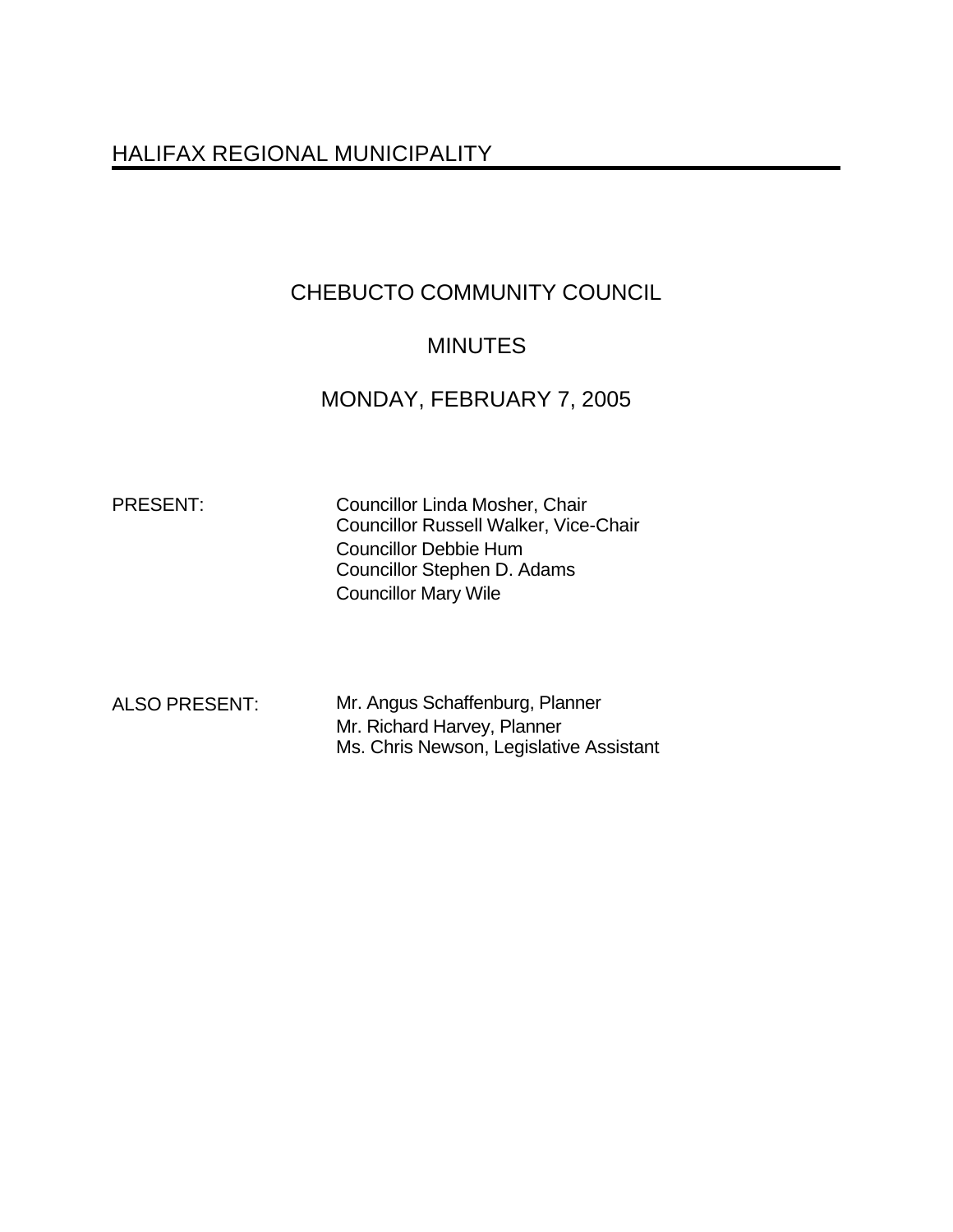# HALIFAX REGIONAL MUNICIPALITY

## CHEBUCTO COMMUNITY COUNCIL

## MINUTES

## MONDAY, FEBRUARY 7, 2005

PRESENT: Councillor Linda Mosher, Chair
Councillor Russell Walker, Vice-Chair
Councillor Debbie Hum
Councillor Stephen D. Adams
Councillor Mary Wile

ALSO PRESENT: Mr. Angus Schaffenburg, Planner
Mr. Richard Harvey, Planner
Ms. Chris Newson, Legislative Assistant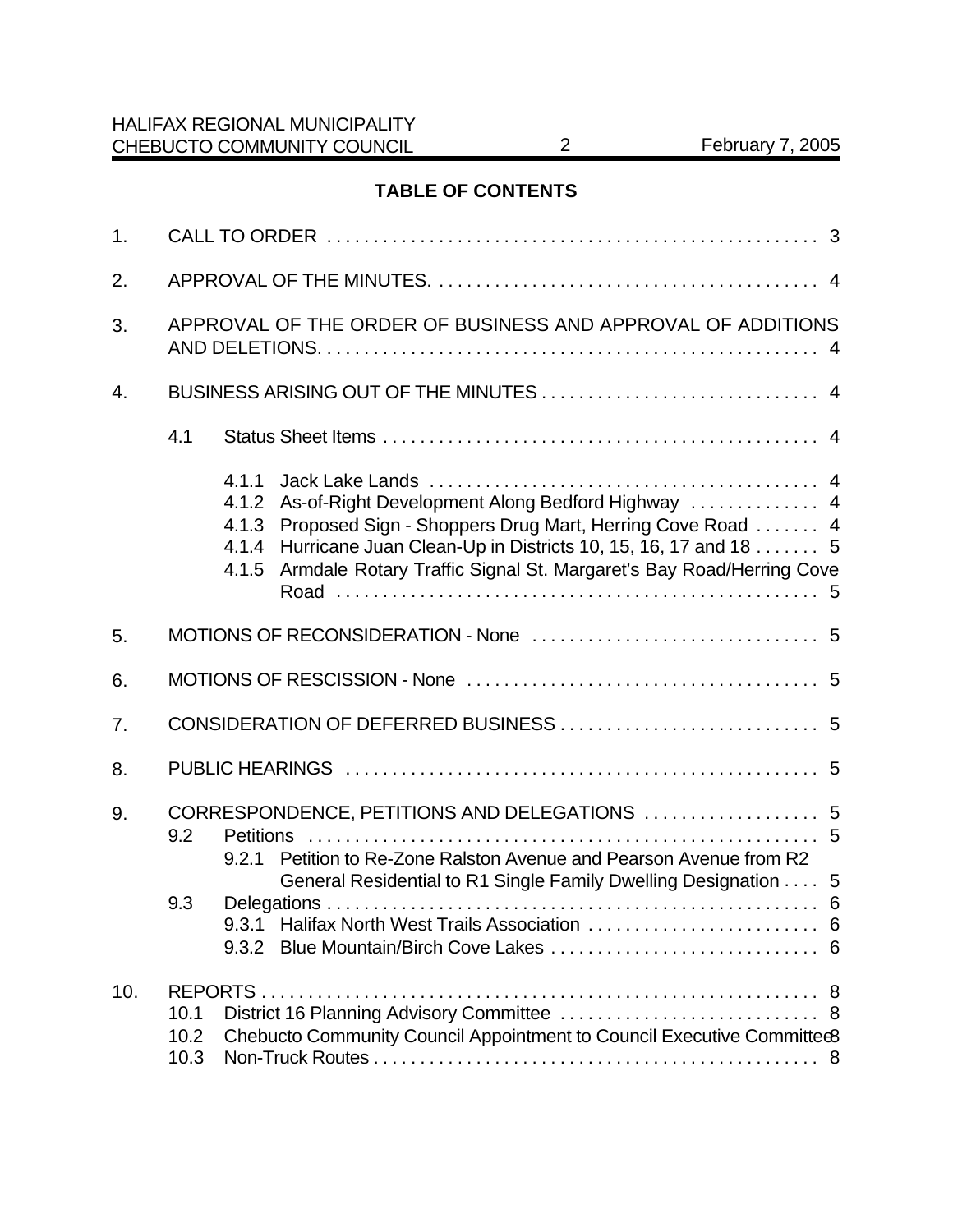## TABLE OF CONTENTS

1. CALL TO ORDER . . . . . . . . . . . . . . . . . . . . . . . . . . . . . . . . . . . . . . . . . . . . . . . . . . . . 3

2. APPROVAL OF THE MINUTES. . . . . . . . . . . . . . . . . . . . . . . . . . . . . . . . . . . . . . . . . 4

3. APPROVAL OF THE ORDER OF BUSINESS AND APPROVAL OF ADDITIONS AND DELETIONS. . . . . . . . . . . . . . . . . . . . . . . . . . . . . . . . . . . . . . . . . . . . . . . . . . . . . 4

4. BUSINESS ARISING OUT OF THE MINUTES . . . . . . . . . . . . . . . . . . . . . . . . . . . . . 4

   4.1 Status Sheet Items . . . . . . . . . . . . . . . . . . . . . . . . . . . . . . . . . . . . . . . . . . . . . . . 4

      4.1.1 Jack Lake Lands . . . . . . . . . . . . . . . . . . . . . . . . . . . . . . . . . . . . . . . . . 4
      4.1.2 As-of-Right Development Along Bedford Highway . . . . . . . . . . . . . . 4
      4.1.3 Proposed Sign - Shoppers Drug Mart, Herring Cove Road . . . . . . . 4
      4.1.4 Hurricane Juan Clean-Up in Districts 10, 15, 16, 17 and 18 . . . . . . . 5
      4.1.5 Armdale Rotary Traffic Signal St. Margaret's Bay Road/Herring Cove Road . . . . . . . . . . . . . . . . . . . . . . . . . . . . . . . . . . . . . . . . . . . . . . . . . . . . 5

5. MOTIONS OF RECONSIDERATION - None . . . . . . . . . . . . . . . . . . . . . . . . . . . . . . . 5

6. MOTIONS OF RESCISSION - None . . . . . . . . . . . . . . . . . . . . . . . . . . . . . . . . . . . . . . 5

7. CONSIDERATION OF DEFERRED BUSINESS . . . . . . . . . . . . . . . . . . . . . . . . . . . . 5

8. PUBLIC HEARINGS . . . . . . . . . . . . . . . . . . . . . . . . . . . . . . . . . . . . . . . . . . . . . . . . . . . 5

9. CORRESPONDENCE, PETITIONS AND DELEGATIONS . . . . . . . . . . . . . . . . . . . 5

   9.2 Petitions . . . . . . . . . . . . . . . . . . . . . . . . . . . . . . . . . . . . . . . . . . . . . . . . . . . . . . . 5

      9.2.1 Petition to Re-Zone Ralston Avenue and Pearson Avenue from R2 General Residential to R1 Single Family Dwelling Designation . . . . 5

   9.3 Delegations . . . . . . . . . . . . . . . . . . . . . . . . . . . . . . . . . . . . . . . . . . . . . . . . . . . . . 6

      9.3.1 Halifax North West Trails Association . . . . . . . . . . . . . . . . . . . . . . . . . 6
      9.3.2 Blue Mountain/Birch Cove Lakes . . . . . . . . . . . . . . . . . . . . . . . . . . . . 6

10. REPORTS . . . . . . . . . . . . . . . . . . . . . . . . . . . . . . . . . . . . . . . . . . . . . . . . . . . . . . . . . . . . 8

   10.1 District 16 Planning Advisory Committee . . . . . . . . . . . . . . . . . . . . . . . . . . . . 8
   10.2 Chebucto Community Council Appointment to Council Executive Committee 8
   10.3 Non-Truck Routes . . . . . . . . . . . . . . . . . . . . . . . . . . . . . . . . . . . . . . . . . . . . . . . . 8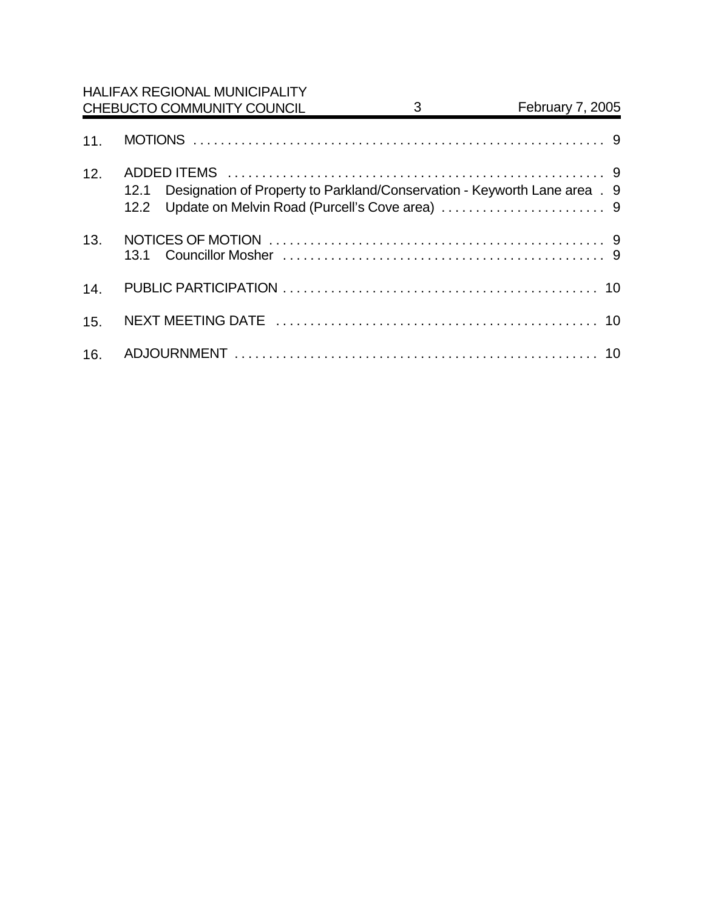11. MOTIONS . . . . . . . . . . . . . . . . . . . . . . . . . . . . . . . . . . . . . . . . . . . . . . . . . . . . . . . . . . . . . 9

12. ADDED ITEMS . . . . . . . . . . . . . . . . . . . . . . . . . . . . . . . . . . . . . . . . . . . . . . . . . . . . . . . . 9
    12.1 Designation of Property to Parkland/Conservation - Keyworth Lane area . 9
    12.2 Update on Melvin Road (Purcell's Cove area) . . . . . . . . . . . . . . . . . . . . . . . . 9

13. NOTICES OF MOTION . . . . . . . . . . . . . . . . . . . . . . . . . . . . . . . . . . . . . . . . . . . . . . . . . . 9
    13.1 Councillor Mosher . . . . . . . . . . . . . . . . . . . . . . . . . . . . . . . . . . . . . . . . . . . . . . . 9

14. PUBLIC PARTICIPATION . . . . . . . . . . . . . . . . . . . . . . . . . . . . . . . . . . . . . . . . . . . . . . 10

15. NEXT MEETING DATE . . . . . . . . . . . . . . . . . . . . . . . . . . . . . . . . . . . . . . . . . . . . . . . . 10

16. ADJOURNMENT . . . . . . . . . . . . . . . . . . . . . . . . . . . . . . . . . . . . . . . . . . . . . . . . . . . . . 10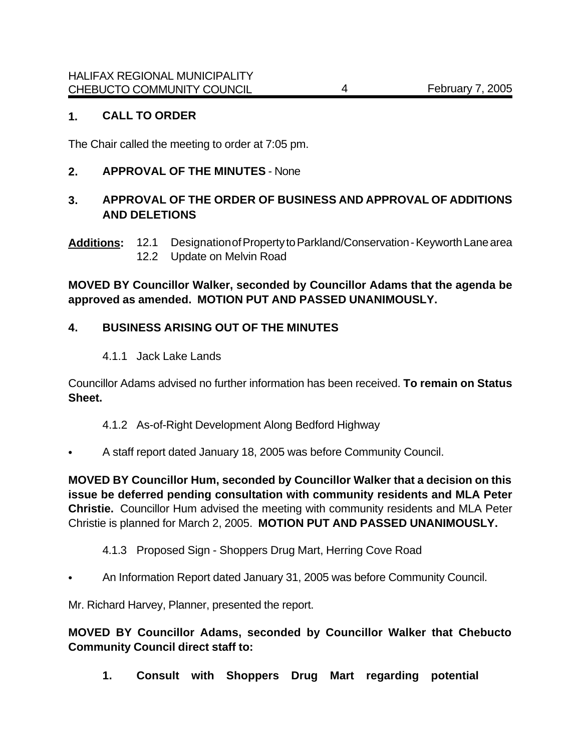## 1. CALL TO ORDER

The Chair called the meeting to order at 7:05 pm.

## 2. APPROVAL OF THE MINUTES - None

## 3. APPROVAL OF THE ORDER OF BUSINESS AND APPROVAL OF ADDITIONS AND DELETIONS

**Additions:** 12.1 Designation of Property to Parkland/Conservation - Keyworth Lane area
12.2 Update on Melvin Road

**MOVED BY Councillor Walker, seconded by Councillor Adams that the agenda be approved as amended. MOTION PUT AND PASSED UNANIMOUSLY.**

## 4. BUSINESS ARISING OUT OF THE MINUTES

4.1.1 Jack Lake Lands

Councillor Adams advised no further information has been received. **To remain on Status Sheet.**

4.1.2 As-of-Right Development Along Bedford Highway

- A staff report dated January 18, 2005 was before Community Council.

**MOVED BY Councillor Hum, seconded by Councillor Walker that a decision on this issue be deferred pending consultation with community residents and MLA Peter Christie.** Councillor Hum advised the meeting with community residents and MLA Peter Christie is planned for March 2, 2005. **MOTION PUT AND PASSED UNANIMOUSLY.**

4.1.3 Proposed Sign - Shoppers Drug Mart, Herring Cove Road

- An Information Report dated January 31, 2005 was before Community Council.

Mr. Richard Harvey, Planner, presented the report.

**MOVED BY Councillor Adams, seconded by Councillor Walker that Chebucto Community Council direct staff to:**

1. **Consult with Shoppers Drug Mart regarding potential**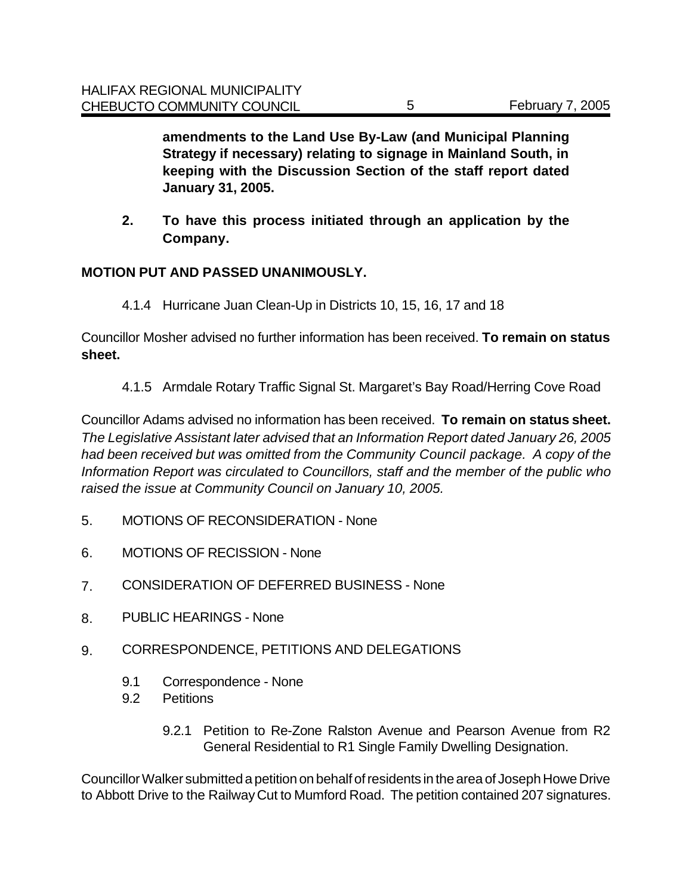**amendments to the Land Use By-Law (and Municipal Planning Strategy if necessary) relating to signage in Mainland South, in keeping with the Discussion Section of the staff report dated January 31, 2005.**

2. **To have this process initiated through an application by the Company.**

**MOTION PUT AND PASSED UNANIMOUSLY.**

4.1.4 Hurricane Juan Clean-Up in Districts 10, 15, 16, 17 and 18

Councillor Mosher advised no further information has been received. **To remain on status sheet.**

4.1.5 Armdale Rotary Traffic Signal St. Margaret's Bay Road/Herring Cove Road

Councillor Adams advised no information has been received. **To remain on status sheet.** *The Legislative Assistant later advised that an Information Report dated January 26, 2005 had been received but was omitted from the Community Council package. A copy of the Information Report was circulated to Councillors, staff and the member of the public who raised the issue at Community Council on January 10, 2005.*

5. MOTIONS OF RECONSIDERATION - None

6. MOTIONS OF RECISSION - None

7. CONSIDERATION OF DEFERRED BUSINESS - None

8. PUBLIC HEARINGS - None

9. CORRESPONDENCE, PETITIONS AND DELEGATIONS

   9.1 Correspondence - None
   
   9.2 Petitions

      9.2.1 Petition to Re-Zone Ralston Avenue and Pearson Avenue from R2 General Residential to R1 Single Family Dwelling Designation.

Councillor Walker submitted a petition on behalf of residents in the area of Joseph Howe Drive to Abbott Drive to the Railway Cut to Mumford Road. The petition contained 207 signatures.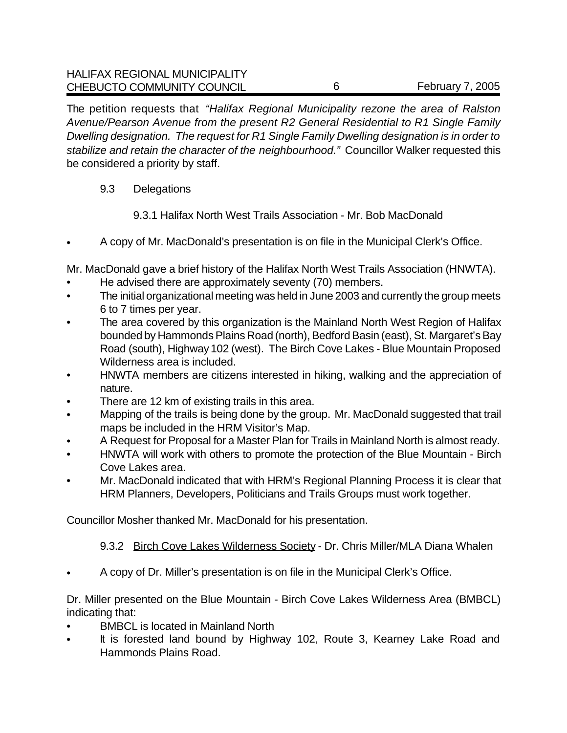The petition requests that *"Halifax Regional Municipality rezone the area of Ralston Avenue/Pearson Avenue from the present R2 General Residential to R1 Single Family Dwelling designation. The request for R1 Single Family Dwelling designation is in order to stabilize and retain the character of the neighbourhood."* Councillor Walker requested this be considered a priority by staff.

9.3 Delegations

9.3.1 Halifax North West Trails Association - Mr. Bob MacDonald

- A copy of Mr. MacDonald's presentation is on file in the Municipal Clerk's Office.

Mr. MacDonald gave a brief history of the Halifax North West Trails Association (HNWTA).

- He advised there are approximately seventy (70) members.
- The initial organizational meeting was held in June 2003 and currently the group meets 6 to 7 times per year.
- The area covered by this organization is the Mainland North West Region of Halifax bounded by Hammonds Plains Road (north), Bedford Basin (east), St. Margaret's Bay Road (south), Highway 102 (west). The Birch Cove Lakes - Blue Mountain Proposed Wilderness area is included.
- HNWTA members are citizens interested in hiking, walking and the appreciation of nature.
- There are 12 km of existing trails in this area.
- Mapping of the trails is being done by the group. Mr. MacDonald suggested that trail maps be included in the HRM Visitor's Map.
- A Request for Proposal for a Master Plan for Trails in Mainland North is almost ready.
- HNWTA will work with others to promote the protection of the Blue Mountain - Birch Cove Lakes area.
- Mr. MacDonald indicated that with HRM's Regional Planning Process it is clear that HRM Planners, Developers, Politicians and Trails Groups must work together.

Councillor Mosher thanked Mr. MacDonald for his presentation.

9.3.2 Birch Cove Lakes Wilderness Society - Dr. Chris Miller/MLA Diana Whalen

- A copy of Dr. Miller's presentation is on file in the Municipal Clerk's Office.

Dr. Miller presented on the Blue Mountain - Birch Cove Lakes Wilderness Area (BMBCL) indicating that:

- BMBCL is located in Mainland North
- It is forested land bound by Highway 102, Route 3, Kearney Lake Road and Hammonds Plains Road.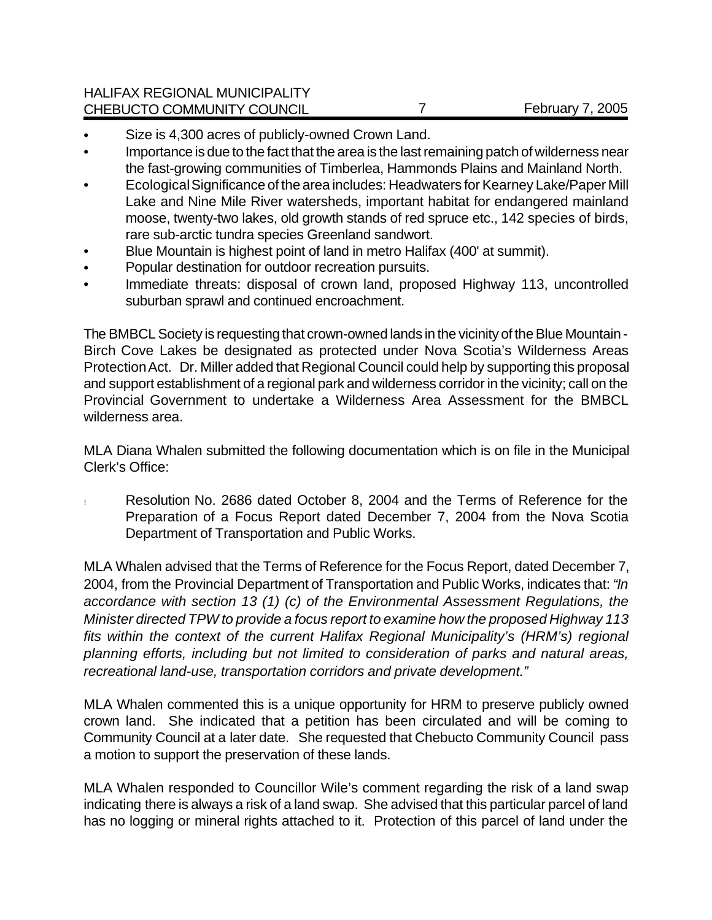- Size is 4,300 acres of publicly-owned Crown Land.
- Importance is due to the fact that the area is the last remaining patch of wilderness near the fast-growing communities of Timberlea, Hammonds Plains and Mainland North.
- Ecological Significance of the area includes: Headwaters for Kearney Lake/Paper Mill Lake and Nine Mile River watersheds, important habitat for endangered mainland moose, twenty-two lakes, old growth stands of red spruce etc., 142 species of birds, rare sub-arctic tundra species Greenland sandwort.
- Blue Mountain is highest point of land in metro Halifax (400' at summit).
- Popular destination for outdoor recreation pursuits.
- Immediate threats: disposal of crown land, proposed Highway 113, uncontrolled suburban sprawl and continued encroachment.

The BMBCL Society is requesting that crown-owned lands in the vicinity of the Blue Mountain - Birch Cove Lakes be designated as protected under Nova Scotia's Wilderness Areas Protection Act. Dr. Miller added that Regional Council could help by supporting this proposal and support establishment of a regional park and wilderness corridor in the vicinity; call on the Provincial Government to undertake a Wilderness Area Assessment for the BMBCL wilderness area.

MLA Diana Whalen submitted the following documentation which is on file in the Municipal Clerk's Office:

- Resolution No. 2686 dated October 8, 2004 and the Terms of Reference for the Preparation of a Focus Report dated December 7, 2004 from the Nova Scotia Department of Transportation and Public Works.

MLA Whalen advised that the Terms of Reference for the Focus Report, dated December 7, 2004, from the Provincial Department of Transportation and Public Works, indicates that: *"In accordance with section 13 (1) (c) of the Environmental Assessment Regulations, the Minister directed TPW to provide a focus report to examine how the proposed Highway 113 fits within the context of the current Halifax Regional Municipality's (HRM's) regional planning efforts, including but not limited to consideration of parks and natural areas, recreational land-use, transportation corridors and private development."*

MLA Whalen commented this is a unique opportunity for HRM to preserve publicly owned crown land. She indicated that a petition has been circulated and will be coming to Community Council at a later date. She requested that Chebucto Community Council pass a motion to support the preservation of these lands.

MLA Whalen responded to Councillor Wile's comment regarding the risk of a land swap indicating there is always a risk of a land swap. She advised that this particular parcel of land has no logging or mineral rights attached to it. Protection of this parcel of land under the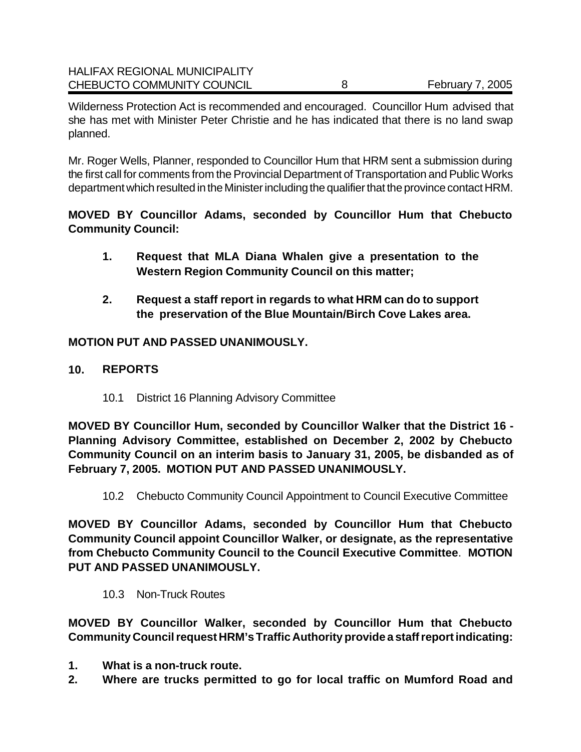Wilderness Protection Act is recommended and encouraged. Councillor Hum advised that she has met with Minister Peter Christie and he has indicated that there is no land swap planned.

Mr. Roger Wells, Planner, responded to Councillor Hum that HRM sent a submission during the first call for comments from the Provincial Department of Transportation and Public Works department which resulted in the Minister including the qualifier that the province contact HRM.

**MOVED BY Councillor Adams, seconded by Councillor Hum that Chebucto Community Council:**

1. **Request that MLA Diana Whalen give a presentation to the Western Region Community Council on this matter;**
2. **Request a staff report in regards to what HRM can do to support the preservation of the Blue Mountain/Birch Cove Lakes area.**

**MOTION PUT AND PASSED UNANIMOUSLY.**

## 10. REPORTS

10.1 District 16 Planning Advisory Committee

**MOVED BY Councillor Hum, seconded by Councillor Walker that the District 16 - Planning Advisory Committee, established on December 2, 2002 by Chebucto Community Council on an interim basis to January 31, 2005, be disbanded as of February 7, 2005. MOTION PUT AND PASSED UNANIMOUSLY.**

10.2 Chebucto Community Council Appointment to Council Executive Committee

**MOVED BY Councillor Adams, seconded by Councillor Hum that Chebucto Community Council appoint Councillor Walker, or designate, as the representative from Chebucto Community Council to the Council Executive Committee**. **MOTION PUT AND PASSED UNANIMOUSLY.**

10.3 Non-Truck Routes

**MOVED BY Councillor Walker, seconded by Councillor Hum that Chebucto Community Council request HRM's Traffic Authority provide a staff report indicating:**

1. **What is a non-truck route.**
2. **Where are trucks permitted to go for local traffic on Mumford Road and**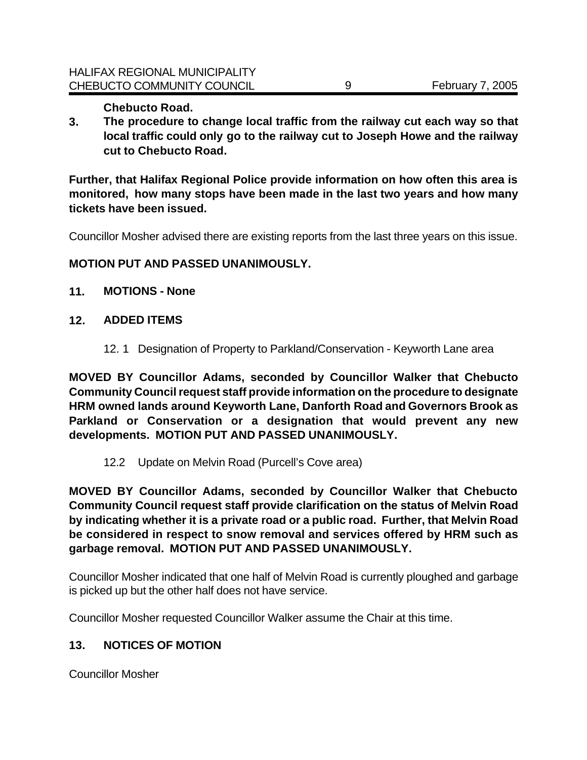**Chebucto Road.**

3. **The procedure to change local traffic from the railway cut each way so that local traffic could only go to the railway cut to Joseph Howe and the railway cut to Chebucto Road.**

**Further, that Halifax Regional Police provide information on how often this area is monitored, how many stops have been made in the last two years and how many tickets have been issued.**

Councillor Mosher advised there are existing reports from the last three years on this issue.

**MOTION PUT AND PASSED UNANIMOUSLY.**

## 11. MOTIONS - None

## 12. ADDED ITEMS

12. 1 Designation of Property to Parkland/Conservation - Keyworth Lane area

**MOVED BY Councillor Adams, seconded by Councillor Walker that Chebucto Community Council request staff provide information on the procedure to designate HRM owned lands around Keyworth Lane, Danforth Road and Governors Brook as Parkland or Conservation or a designation that would prevent any new developments. MOTION PUT AND PASSED UNANIMOUSLY.**

12.2 Update on Melvin Road (Purcell's Cove area)

**MOVED BY Councillor Adams, seconded by Councillor Walker that Chebucto Community Council request staff provide clarification on the status of Melvin Road by indicating whether it is a private road or a public road. Further, that Melvin Road be considered in respect to snow removal and services offered by HRM such as garbage removal. MOTION PUT AND PASSED UNANIMOUSLY.**

Councillor Mosher indicated that one half of Melvin Road is currently ploughed and garbage is picked up but the other half does not have service.

Councillor Mosher requested Councillor Walker assume the Chair at this time.

## 13. NOTICES OF MOTION

Councillor Mosher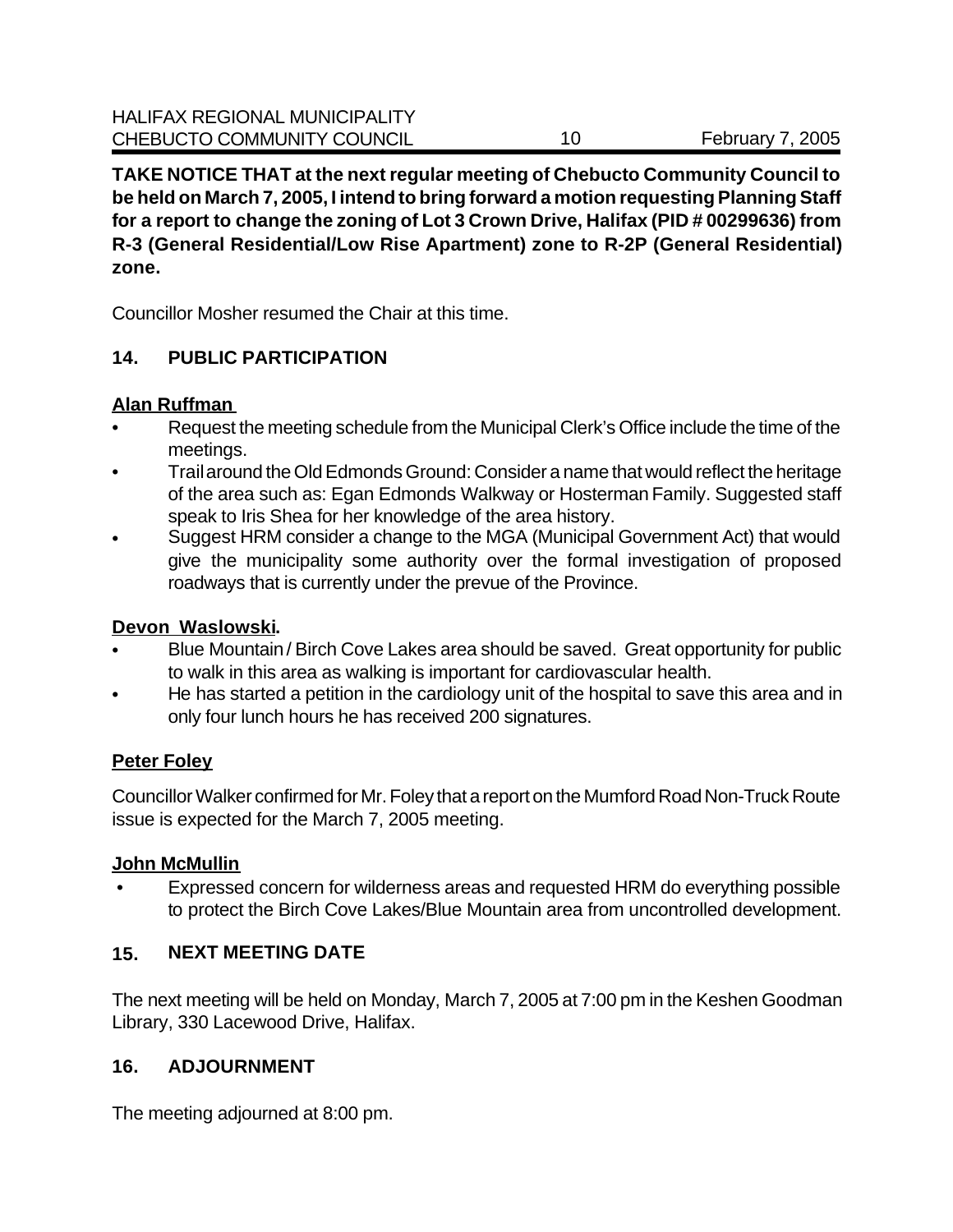**TAKE NOTICE THAT at the next regular meeting of Chebucto Community Council to be held on March 7, 2005, I intend to bring forward a motion requesting Planning Staff for a report to change the zoning of Lot 3 Crown Drive, Halifax (PID # 00299636) from R-3 (General Residential/Low Rise Apartment) zone to R-2P (General Residential) zone.**

Councillor Mosher resumed the Chair at this time.

## 14. PUBLIC PARTICIPATION

**Alan Ruffman**

- Request the meeting schedule from the Municipal Clerk's Office include the time of the meetings.
- Trail around the Old Edmonds Ground: Consider a name that would reflect the heritage of the area such as: Egan Edmonds Walkway or Hosterman Family. Suggested staff speak to Iris Shea for her knowledge of the area history.
- Suggest HRM consider a change to the MGA (Municipal Government Act) that would give the municipality some authority over the formal investigation of proposed roadways that is currently under the prevue of the Province.

**Devon Waslowski.**

- Blue Mountain / Birch Cove Lakes area should be saved. Great opportunity for public to walk in this area as walking is important for cardiovascular health.
- He has started a petition in the cardiology unit of the hospital to save this area and in only four lunch hours he has received 200 signatures.

**Peter Foley**

Councillor Walker confirmed for Mr. Foley that a report on the Mumford Road Non-Truck Route issue is expected for the March 7, 2005 meeting.

**John McMullin**

- Expressed concern for wilderness areas and requested HRM do everything possible to protect the Birch Cove Lakes/Blue Mountain area from uncontrolled development.

## 15. NEXT MEETING DATE

The next meeting will be held on Monday, March 7, 2005 at 7:00 pm in the Keshen Goodman Library, 330 Lacewood Drive, Halifax.

## 16. ADJOURNMENT

The meeting adjourned at 8:00 pm.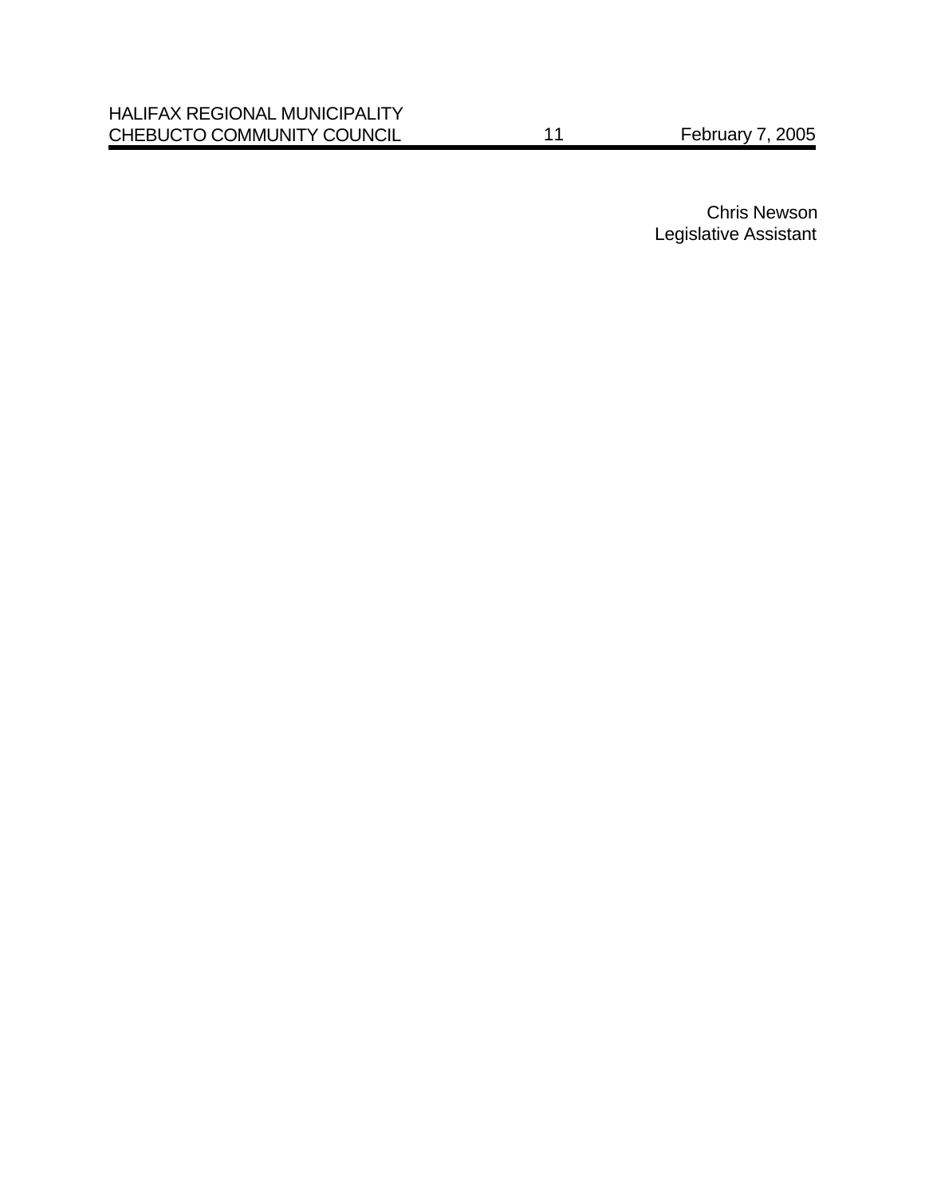Chris Newson
Legislative Assistant